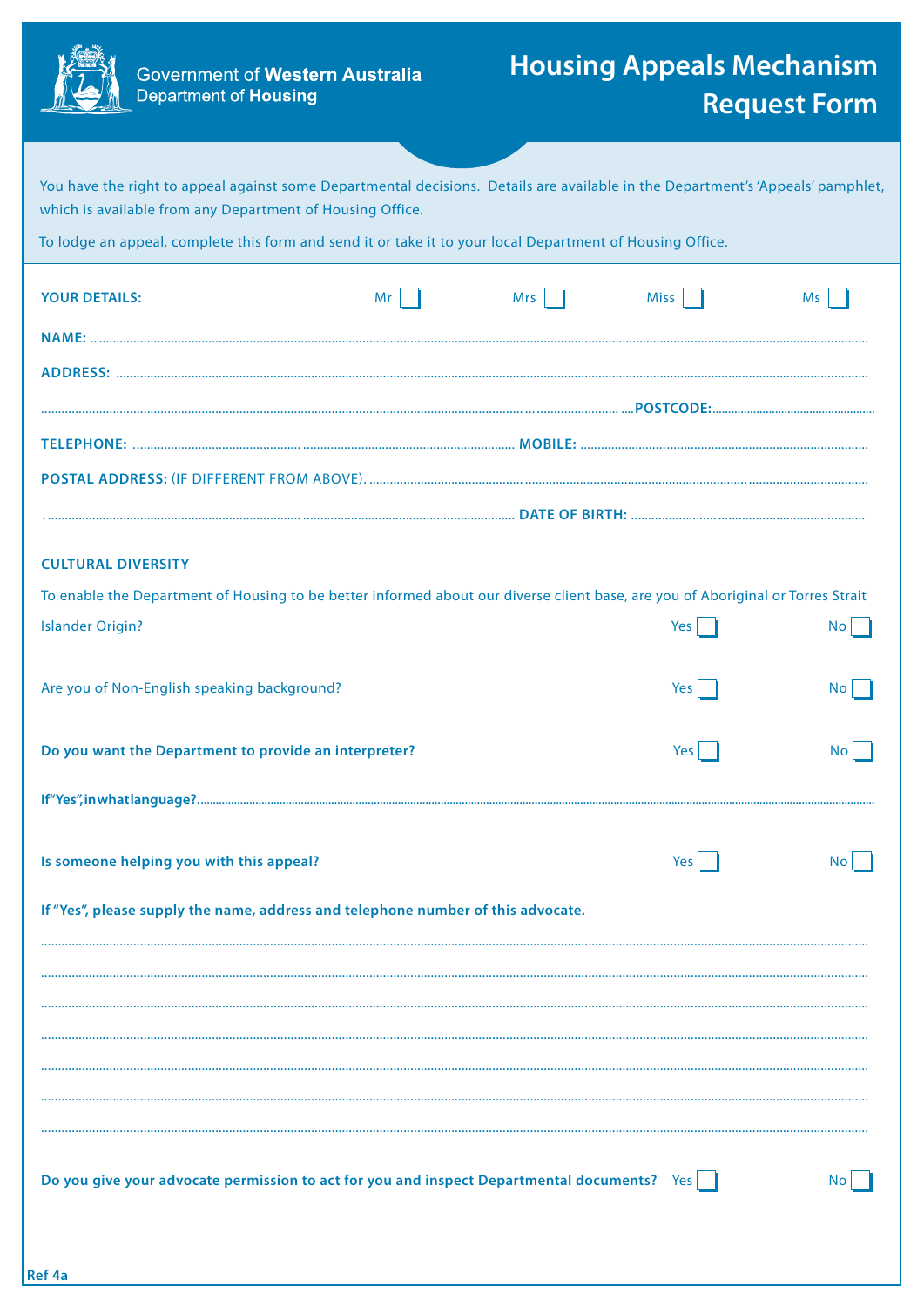Government of **Western Australia**
Department of **Housing**

# Housing Appeals Mechanism Request Form

You have the right to appeal against some Departmental decisions. Details are available in the Department's 'Appeals' pamphlet, which is available from any Department of Housing Office.

To lodge an appeal, complete this form and send it or take it to your local Department of Housing Office.

**YOUR DETAILS:** Mr ☐ Mrs ☐ Miss ☐ Ms ☐

**NAME:** ..................................................................................................

**ADDRESS:** ..................................................................................................

.................................................................................................. **POSTCODE:** ..........................

**TELEPHONE:** .................................................. **MOBILE:** ..................................................

**POSTAL ADDRESS:** (IF DIFFERENT FROM ABOVE). ..................................................................................................

.................................................................................................. **DATE OF BIRTH:** ..........................

**CULTURAL DIVERSITY**

To enable the Department of Housing to be better informed about our diverse client base, are you of Aboriginal or Torres Strait Islander Origin? Yes ☐ No ☐

Are you of Non-English speaking background? Yes ☐ No ☐

**Do you want the Department to provide an interpreter?** Yes ☐ No ☐

**If "Yes", in what language?** ..................................................................................................

**Is someone helping you with this appeal?** Yes ☐ No ☐

**If "Yes", please supply the name, address and telephone number of this advocate.**

..................................................................................................

..................................................................................................

..................................................................................................

..................................................................................................

..................................................................................................

..................................................................................................

..................................................................................................

**Do you give your advocate permission to act for you and inspect Departmental documents?** Yes ☐ No ☐

**Ref 4a**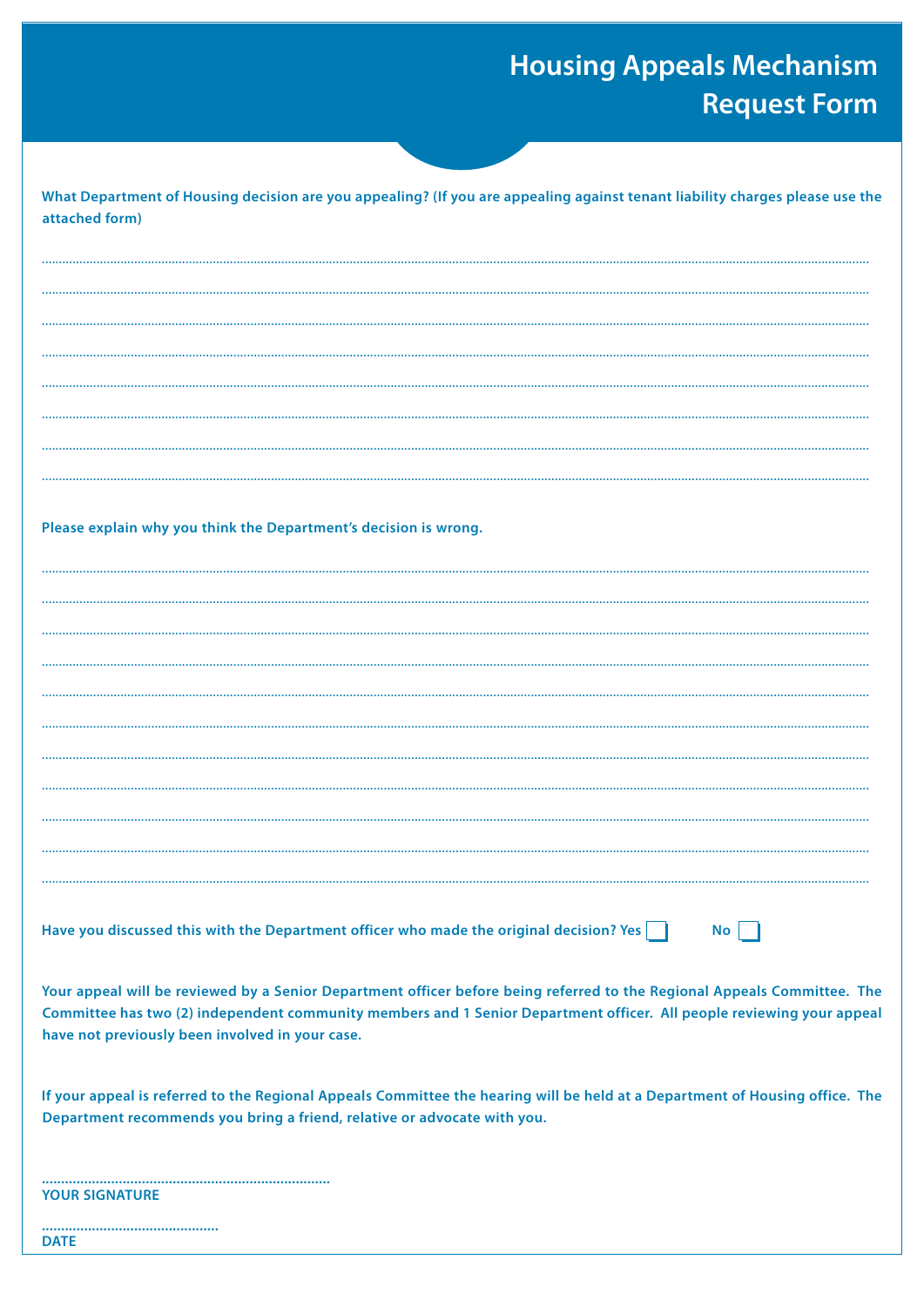# Housing Appeals Mechanism Request Form

**What Department of Housing decision are you appealing? (If you are appealing against tenant liability charges please use the attached form)**

..................................................................................................................................................................................................

..................................................................................................................................................................................................

..................................................................................................................................................................................................

..................................................................................................................................................................................................

..................................................................................................................................................................................................

..................................................................................................................................................................................................

..................................................................................................................................................................................................

..................................................................................................................................................................................................

**Please explain why you think the Department's decision is wrong.**

..................................................................................................................................................................................................

..................................................................................................................................................................................................

..................................................................................................................................................................................................

..................................................................................................................................................................................................

..................................................................................................................................................................................................

..................................................................................................................................................................................................

..................................................................................................................................................................................................

..................................................................................................................................................................................................

..................................................................................................................................................................................................

..................................................................................................................................................................................................

..................................................................................................................................................................................................

**Have you discussed this with the Department officer who made the original decision? Yes ☐ No ☐**

**Your appeal will be reviewed by a Senior Department officer before being referred to the Regional Appeals Committee. The Committee has two (2) independent community members and 1 Senior Department officer. All people reviewing your appeal have not previously been involved in your case.**

**If your appeal is referred to the Regional Appeals Committee the hearing will be held at a Department of Housing office. The Department recommends you bring a friend, relative or advocate with you.**

..........................................................................

**YOUR SIGNATURE**

.............................................

**DATE**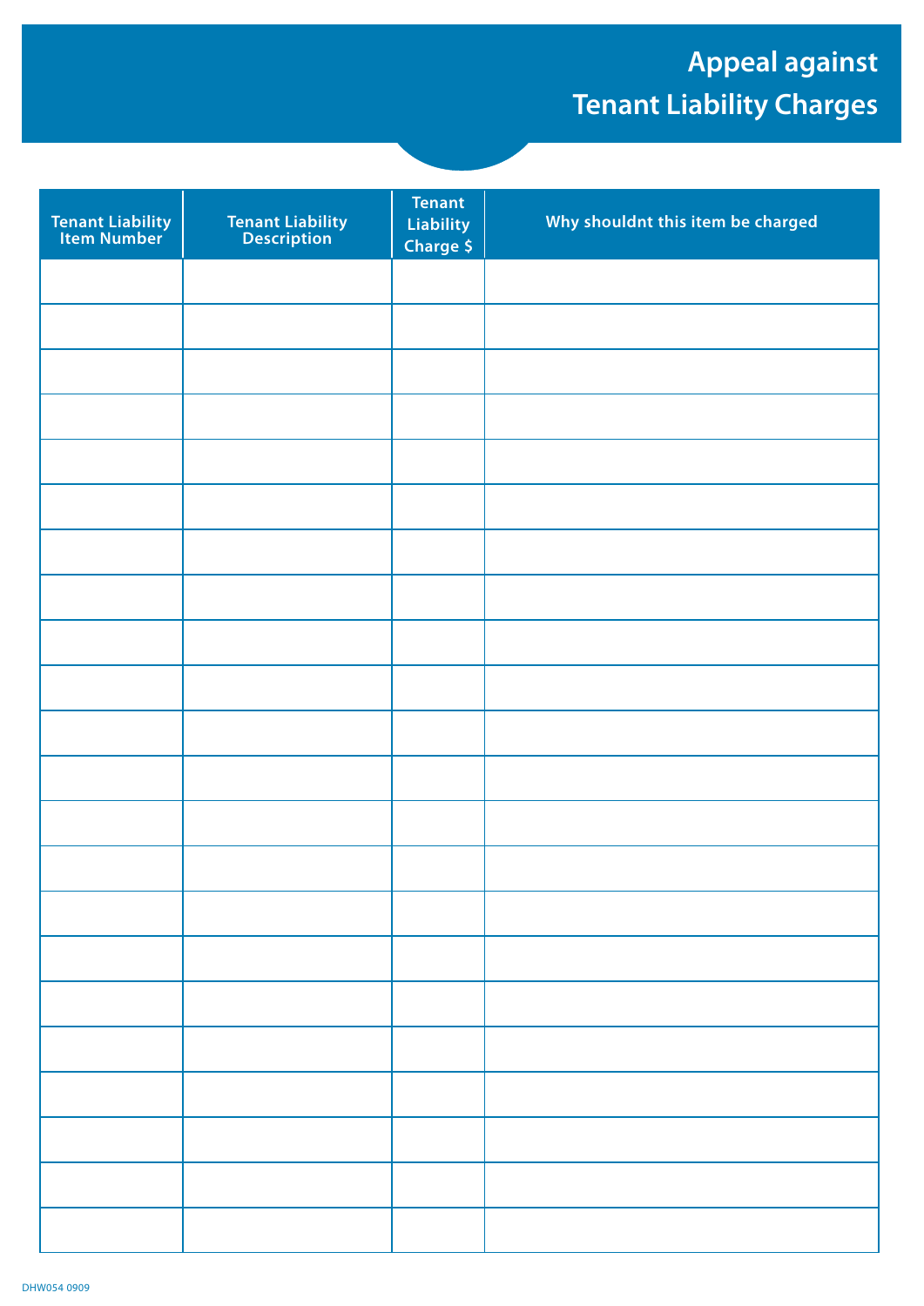# Appeal against Tenant Liability Charges

| Tenant Liability Item Number | Tenant Liability Description | Tenant Liability Charge $ | Why shouldnt this item be charged |
|---|---|---|---|
| | | | |
| | | | |
| | | | |
| | | | |
| | | | |
| | | | |
| | | | |
| | | | |
| | | | |
| | | | |
| | | | |
| | | | |
| | | | |
| | | | |
| | | | |
| | | | |
| | | | |
| | | | |
| | | | |
| | | | |
| | | | |
| | | | |

DHW054 0909